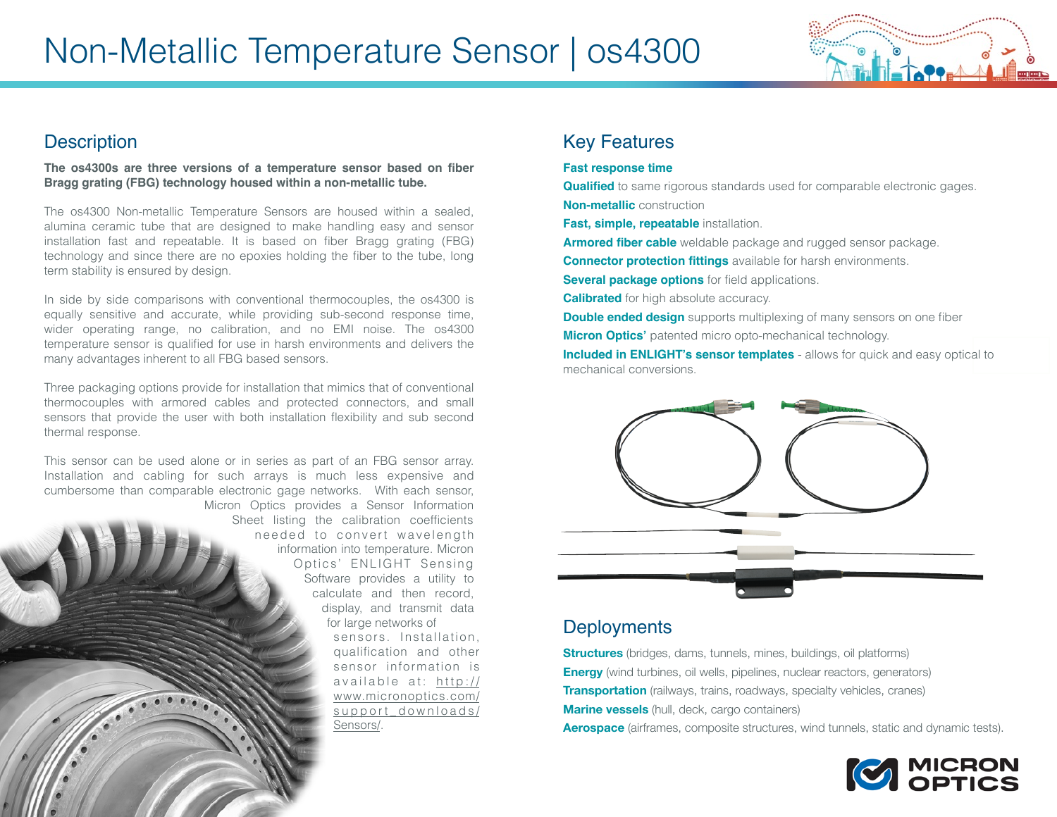# Non-Metallic Temperature Sensor | os4300

## Description

**The os4300s are three versions of a temperature sensor based on fiber Bragg grating (FBG) technology housed within a non-metallic tube.**

The os4300 Non-metallic Temperature Sensors are housed within a sealed, alumina ceramic tube that are designed to make handling easy and sensor installation fast and repeatable. It is based on fiber Bragg grating (FBG) technology and since there are no epoxies holding the fiber to the tube, long term stability is ensured by design.

In side by side comparisons with conventional thermocouples, the os4300 is equally sensitive and accurate, while providing sub-second response time, wider operating range, no calibration, and no EMI noise. The os4300 temperature sensor is qualified for use in harsh environments and delivers the many advantages inherent to all FBG based sensors.

Three packaging options provide for installation that mimics that of conventional thermocouples with armored cables and protected connectors, and small sensors that provide the user with both installation flexibility and sub second thermal response.

This sensor can be used alone or in series as part of an FBG sensor array. Installation and cabling for such arrays is much less expensive and cumbersome than comparable electronic gage networks. With each sensor, Micron Optics provides a Sensor Information Sheet listing the calibration coefficients needed to convert wavelength information into temperature. Micron Optics' ENLIGHT Sensing Software provides a utility to calculate and then record, display, and transmit data for large networks of sensors. Installation, qualification and other sensor information is available at: http://www.micronoptics.com/support_downloads/Sensors/.

## Key Features

**Fast response time**

**Qualified** to same rigorous standards used for comparable electronic gages.

**Non-metallic** construction

**Fast, simple, repeatable** installation.

**Armored fiber cable** weldable package and rugged sensor package.

**Connector protection fittings** available for harsh environments.

**Several package options** for field applications.

**Calibrated** for high absolute accuracy.

**Double ended design** supports multiplexing of many sensors on one fiber

**Micron Optics'** patented micro opto-mechanical technology.

**Included in ENLIGHT's sensor templates** - allows for quick and easy optical to mechanical conversions.

## Deployments

**Structures** (bridges, dams, tunnels, mines, buildings, oil platforms)

**Energy** (wind turbines, oil wells, pipelines, nuclear reactors, generators)

**Transportation** (railways, trains, roadways, specialty vehicles, cranes)

**Marine vessels** (hull, deck, cargo containers)

**Aerospace** (airframes, composite structures, wind tunnels, static and dynamic tests).

MICRON OPTICS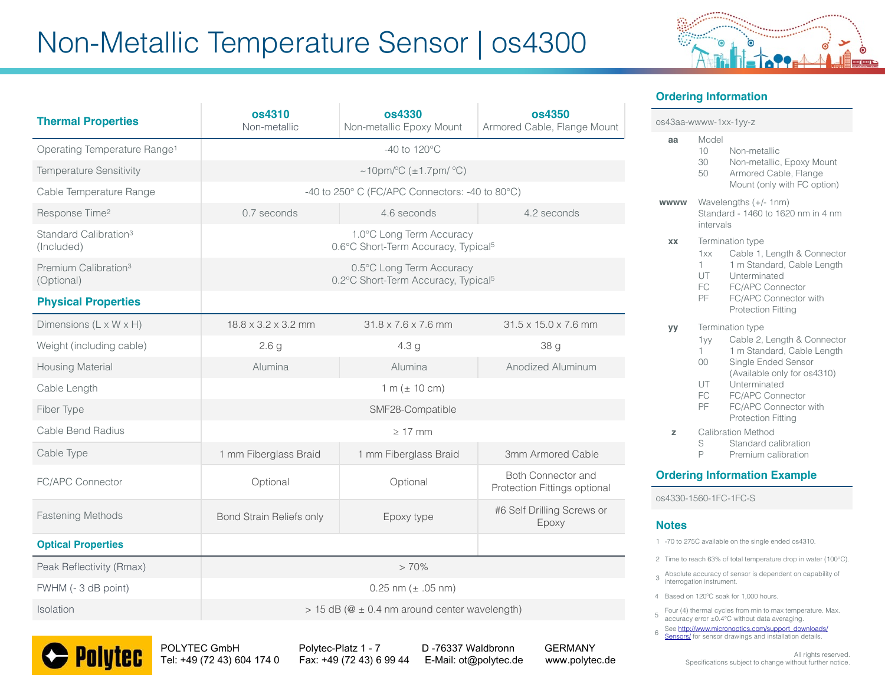# Non-Metallic Temperature Sensor | os4300

| Thermal Properties | os4310 Non-metallic | os4330 Non-metallic Epoxy Mount | os4350 Armored Cable, Flange Mount |
|---|---|---|---|
| Operating Temperature Range[1] | -40 to 120°C | | |
| Temperature Sensitivity | ~10pm/°C (±1.7pm/ °C) | | |
| Cable Temperature Range | -40 to 250° C (FC/APC Connectors: -40 to 80°C) | | |
| Response Time[2] | 0.7 seconds | 4.6 seconds | 4.2 seconds |
| Standard Calibration[3] (Included) | 1.0°C Long Term Accuracy<br>0.6°C Short-Term Accuracy, Typical[5] | | |
| Premium Calibration[3] (Optional) | 0.5°C Long Term Accuracy<br>0.2°C Short-Term Accuracy, Typical[5] | | |
| **Physical Properties** | | | |
| Dimensions (L x W x H) | 18.8 x 3.2 x 3.2 mm | 31.8 x 7.6 x 7.6 mm | 31.5 x 15.0 x 7.6 mm |
| Weight (including cable) | 2.6 g | 4.3 g | 38 g |
| Housing Material | Alumina | Alumina | Anodized Aluminum |
| Cable Length | 1 m (± 10 cm) | | |
| Fiber Type | SMF28-Compatible | | |
| Cable Bend Radius | ≥ 17 mm | | |
| Cable Type | 1 mm Fiberglass Braid | 1 mm Fiberglass Braid | 3mm Armored Cable |
| FC/APC Connector | Optional | Optional | Both Connector and Protection Fittings optional |
| Fastening Methods | Bond Strain Reliefs only | Epoxy type | #6 Self Drilling Screws or Epoxy |
| **Optical Properties** | | | |
| Peak Reflectivity (Rmax) | > 70% | | |
| FWHM (- 3 dB point) | 0.25 nm (± .05 nm) | | |
| Isolation | > 15 dB (@ ± 0.4 nm around center wavelength) | | |

## Ordering Information

os43aa-wwww-1xx-1yy-z

**aa** Model
- 10 Non-metallic
- 30 Non-metallic, Epoxy Mount
- 50 Armored Cable, Flange Mount (only with FC option)

**wwww** Wavelengths (+/- 1nm)
Standard - 1460 to 1620 nm in 4 nm intervals

**xx** Termination type
- 1xx Cable 1, Length & Connector
- 1 1 m Standard, Cable Length
- UT Unterminated
- FC FC/APC Connector
- PF FC/APC Connector with Protection Fitting

**yy** Termination type
- 1yy Cable 2, Length & Connector
- 1 1 m Standard, Cable Length
- 00 Single Ended Sensor (Available only for os4310)
- UT Unterminated
- FC FC/APC Connector
- PF FC/APC Connector with Protection Fitting

**z** Calibration Method
- S Standard calibration
- P Premium calibration

## Ordering Information Example

os4330-1560-1FC-1FC-S

## Notes

1. -70 to 275C available on the single ended os4310.
2. Time to reach 63% of total temperature drop in water (100°C).
3. Absolute accuracy of sensor is dependent on capability of interrogation instrument.
4. Based on 120°C soak for 1,000 hours.
5. Four (4) thermal cycles from min to max temperature. Max. accuracy error ±0.4°C without data averaging.
6. See http://www.micronoptics.com/support_downloads/Sensors/ for sensor drawings and installation details.

All rights reserved.
Specifications subject to change without further notice.

Polytec

POLYTEC GmbH
Tel: +49 (72 43) 604 174 0

Polytec-Platz 1 - 7
Fax: +49 (72 43) 6 99 44

D -76337 Waldbronn
E-Mail: ot@polytec.de

GERMANY
www.polytec.de